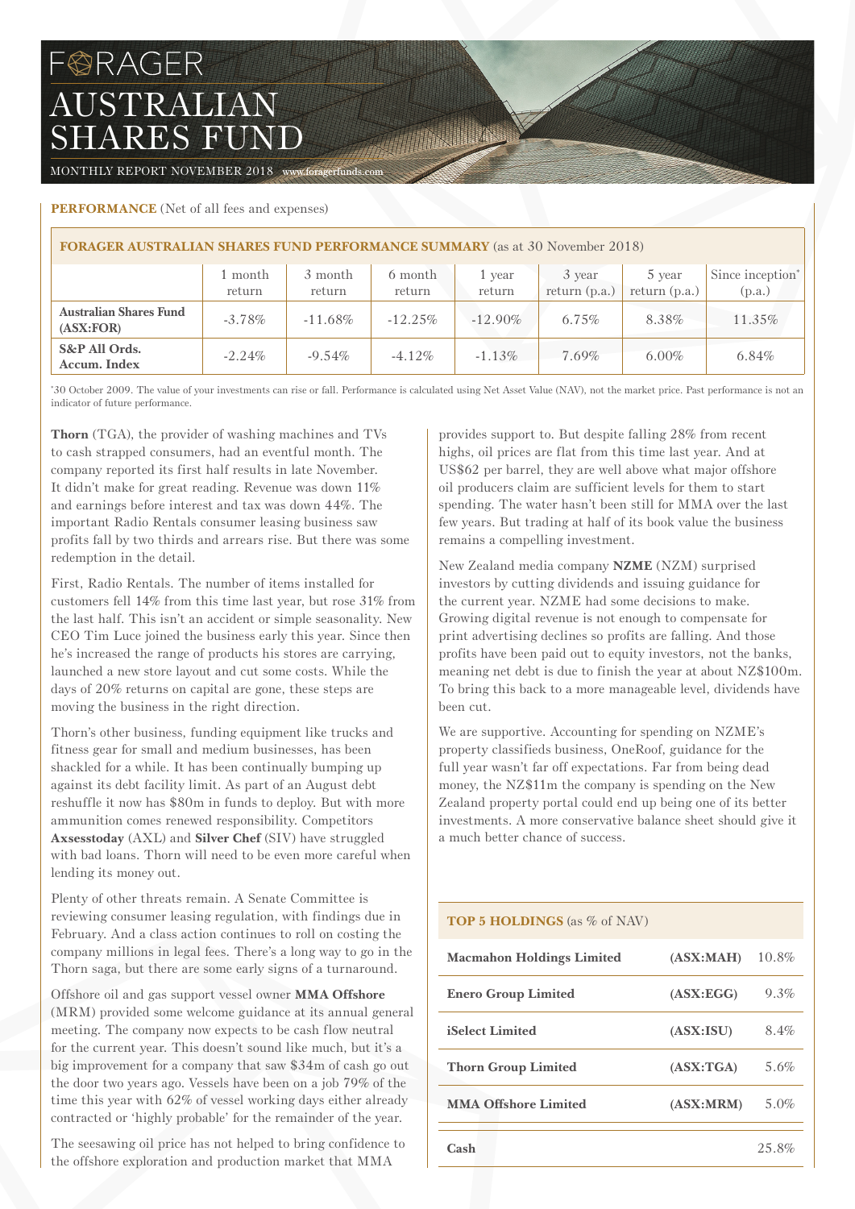# FORAGER

# AUSTRALIAN SHARES FUND

MONTHLY REPORT NOVEMBER 2018 www.foragerfunds.com

**PERFORMANCE** (Net of all fees and expenses)

**FORAGER AUSTRALIAN SHARES FUND PERFORMANCE SUMMARY** (as at 30 November 2018)

| | 1 month return | 3 month return | 6 month return | 1 year return | 3 year return (p.a.) | 5 year return (p.a.) | Since inception* (p.a.) |
|---|---|---|---|---|---|---|---|
| **Australian Shares Fund (ASX:FOR)** | -3.78% | -11.68% | -12.25% | -12.90% | 6.75% | 8.38% | 11.35% |
| **S&P All Ords. Accum. Index** | -2.24% | -9.54% | -4.12% | -1.13% | 7.69% | 6.00% | 6.84% |

*30 October 2009. The value of your investments can rise or fall. Performance is calculated using Net Asset Value (NAV), not the market price. Past performance is not an indicator of future performance.

**Thorn** (TGA), the provider of washing machines and TVs to cash strapped consumers, had an eventful month. The company reported its first half results in late November. It didn't make for great reading. Revenue was down 11% and earnings before interest and tax was down 44%. The important Radio Rentals consumer leasing business saw profits fall by two thirds and arrears rise. But there was some redemption in the detail.

First, Radio Rentals. The number of items installed for customers fell 14% from this time last year, but rose 31% from the last half. This isn't an accident or simple seasonality. New CEO Tim Luce joined the business early this year. Since then he's increased the range of products his stores are carrying, launched a new store layout and cut some costs. While the days of 20% returns on capital are gone, these steps are moving the business in the right direction.

Thorn's other business, funding equipment like trucks and fitness gear for small and medium businesses, has been shackled for a while. It has been continually bumping up against its debt facility limit. As part of an August debt reshuffle it now has $80m in funds to deploy. But with more ammunition comes renewed responsibility. Competitors **Axsesstoday** (AXL) and **Silver Chef** (SIV) have struggled with bad loans. Thorn will need to be even more careful when lending its money out.

Plenty of other threats remain. A Senate Committee is reviewing consumer leasing regulation, with findings due in February. And a class action continues to roll on costing the company millions in legal fees. There's a long way to go in the Thorn saga, but there are some early signs of a turnaround.

Offshore oil and gas support vessel owner **MMA Offshore** (MRM) provided some welcome guidance at its annual general meeting. The company now expects to be cash flow neutral for the current year. This doesn't sound like much, but it's a big improvement for a company that saw $34m of cash go out the door two years ago. Vessels have been on a job 79% of the time this year with 62% of vessel working days either already contracted or 'highly probable' for the remainder of the year.

The seesawing oil price has not helped to bring confidence to the offshore exploration and production market that MMA provides support to. But despite falling 28% from recent highs, oil prices are flat from this time last year. And at US$62 per barrel, they are well above what major offshore oil producers claim are sufficient levels for them to start spending. The water hasn't been still for MMA over the last few years. But trading at half of its book value the business remains a compelling investment.

New Zealand media company **NZME** (NZM) surprised investors by cutting dividends and issuing guidance for the current year. NZME had some decisions to make. Growing digital revenue is not enough to compensate for print advertising declines so profits are falling. And those profits have been paid out to equity investors, not the banks, meaning net debt is due to finish the year at about NZ$100m. To bring this back to a more manageable level, dividends have been cut.

We are supportive. Accounting for spending on NZME's property classifieds business, OneRoof, guidance for the full year wasn't far off expectations. Far from being dead money, the NZ$11m the company is spending on the New Zealand property portal could end up being one of its better investments. A more conservative balance sheet should give it a much better chance of success.

**TOP 5 HOLDINGS** (as % of NAV)

| | | |
|---|---|---|
| **Macmahon Holdings Limited** | **(ASX:MAH)** | 10.8% |
| **Enero Group Limited** | **(ASX:EGG)** | 9.3% |
| **iSelect Limited** | **(ASX:ISU)** | 8.4% |
| **Thorn Group Limited** | **(ASX:TGA)** | 5.6% |
| **MMA Offshore Limited** | **(ASX:MRM)** | 5.0% |
| **Cash** | | 25.8% |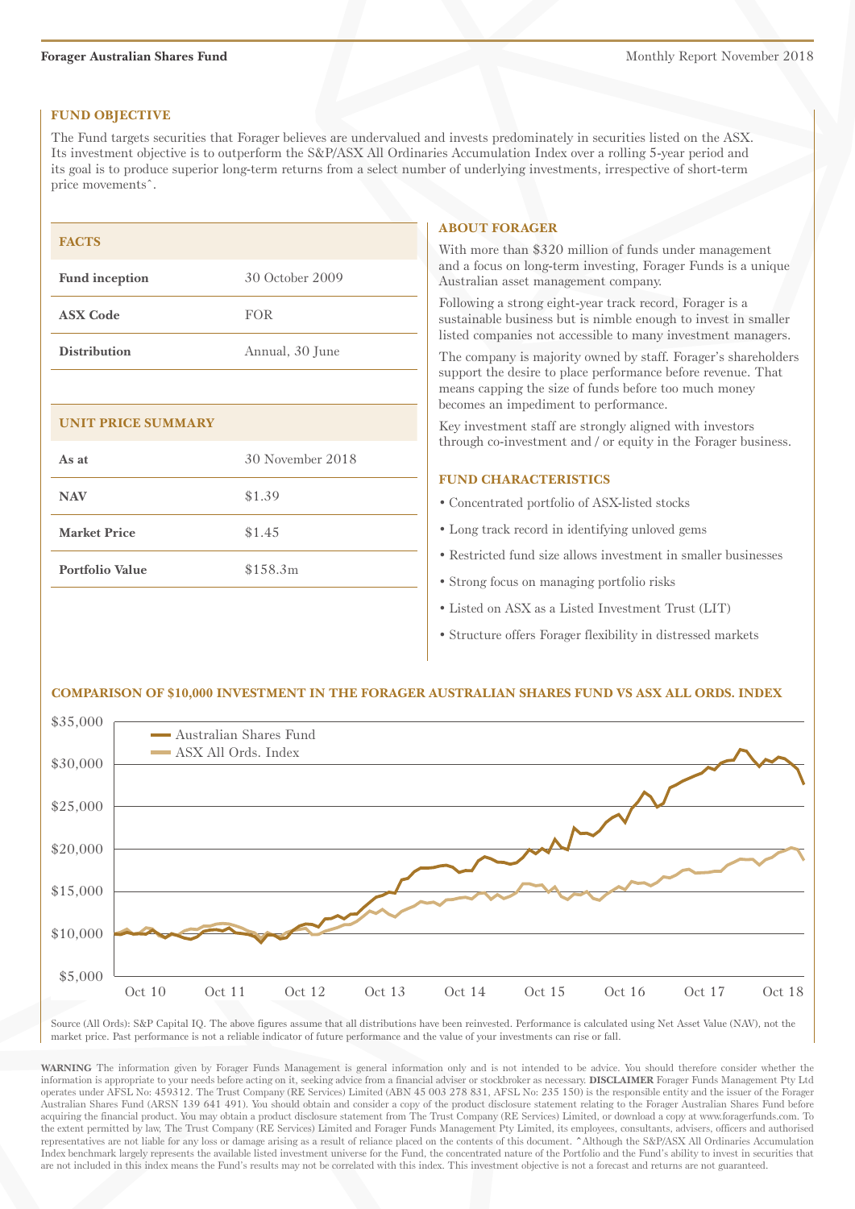## FUND OBJECTIVE

The Fund targets securities that Forager believes are undervalued and invests predominately in securities listed on the ASX. Its investment objective is to outperform the S&P/ASX All Ordinaries Accumulation Index over a rolling 5-year period and its goal is to produce superior long-term returns from a select number of underlying investments, irrespective of short-term price movements^.

| FACTS | |
|---|---|
| **Fund inception** | 30 October 2009 |
| **ASX Code** | FOR |
| **Distribution** | Annual, 30 June |

| UNIT PRICE SUMMARY | |
|---|---|
| **As at** | 30 November 2018 |
| **NAV** | $1.39 |
| **Market Price** | $1.45 |
| **Portfolio Value** | $158.3m |

## ABOUT FORAGER

With more than $320 million of funds under management and a focus on long-term investing, Forager Funds is a unique Australian asset management company.

Following a strong eight-year track record, Forager is a sustainable business but is nimble enough to invest in smaller listed companies not accessible to many investment managers.

The company is majority owned by staff. Forager's shareholders support the desire to place performance before revenue. That means capping the size of funds before too much money becomes an impediment to performance.

Key investment staff are strongly aligned with investors through co-investment and / or equity in the Forager business.

## FUND CHARACTERISTICS

- Concentrated portfolio of ASX-listed stocks
- Long track record in identifying unloved gems
- Restricted fund size allows investment in smaller businesses
- Strong focus on managing portfolio risks
- Listed on ASX as a Listed Investment Trust (LIT)
- Structure offers Forager flexibility in distressed markets

## COMPARISON OF $10,000 INVESTMENT IN THE FORAGER AUSTRALIAN SHARES FUND VS ASX ALL ORDS. INDEX

Australian Shares Fund
ASX All Ords. Index

$35,000
$30,000
$25,000
$20,000
$15,000
$10,000
$5,000

Oct 10 Oct 11 Oct 12 Oct 13 Oct 14 Oct 15 Oct 16 Oct 17 Oct 18

Source (All Ords): S&P Capital IQ. The above figures assume that all distributions have been reinvested. Performance is calculated using Net Asset Value (NAV), not the market price. Past performance is not a reliable indicator of future performance and the value of your investments can rise or fall.

**WARNING** The information given by Forager Funds Management is general information only and is not intended to be advice. You should therefore consider whether the information is appropriate to your needs before acting on it, seeking advice from a financial adviser or stockbroker as necessary. **DISCLAIMER** Forager Funds Management Pty Ltd operates under AFSL No: 459312. The Trust Company (RE Services) Limited (ABN 45 003 278 831, AFSL No: 235 150) is the responsible entity and the issuer of the Forager Australian Shares Fund (ARSN 139 641 491). You should obtain and consider a copy of the product disclosure statement relating to the Forager Australian Shares Fund before acquiring the financial product. You may obtain a product disclosure statement from The Trust Company (RE Services) Limited, or download a copy at www.foragerfunds.com. To the extent permitted by law, The Trust Company (RE Services) Limited and Forager Funds Management Pty Limited, its employees, consultants, advisers, officers and authorised representatives are not liable for any loss or damage arising as a result of reliance placed on the contents of this document. ^Although the S&P/ASX All Ordinaries Accumulation Index benchmark largely represents the available listed investment universe for the Fund, the concentrated nature of the Portfolio and the Fund's ability to invest in securities that are not included in this index means the Fund's results may not be correlated with this index. This investment objective is not a forecast and returns are not guaranteed.